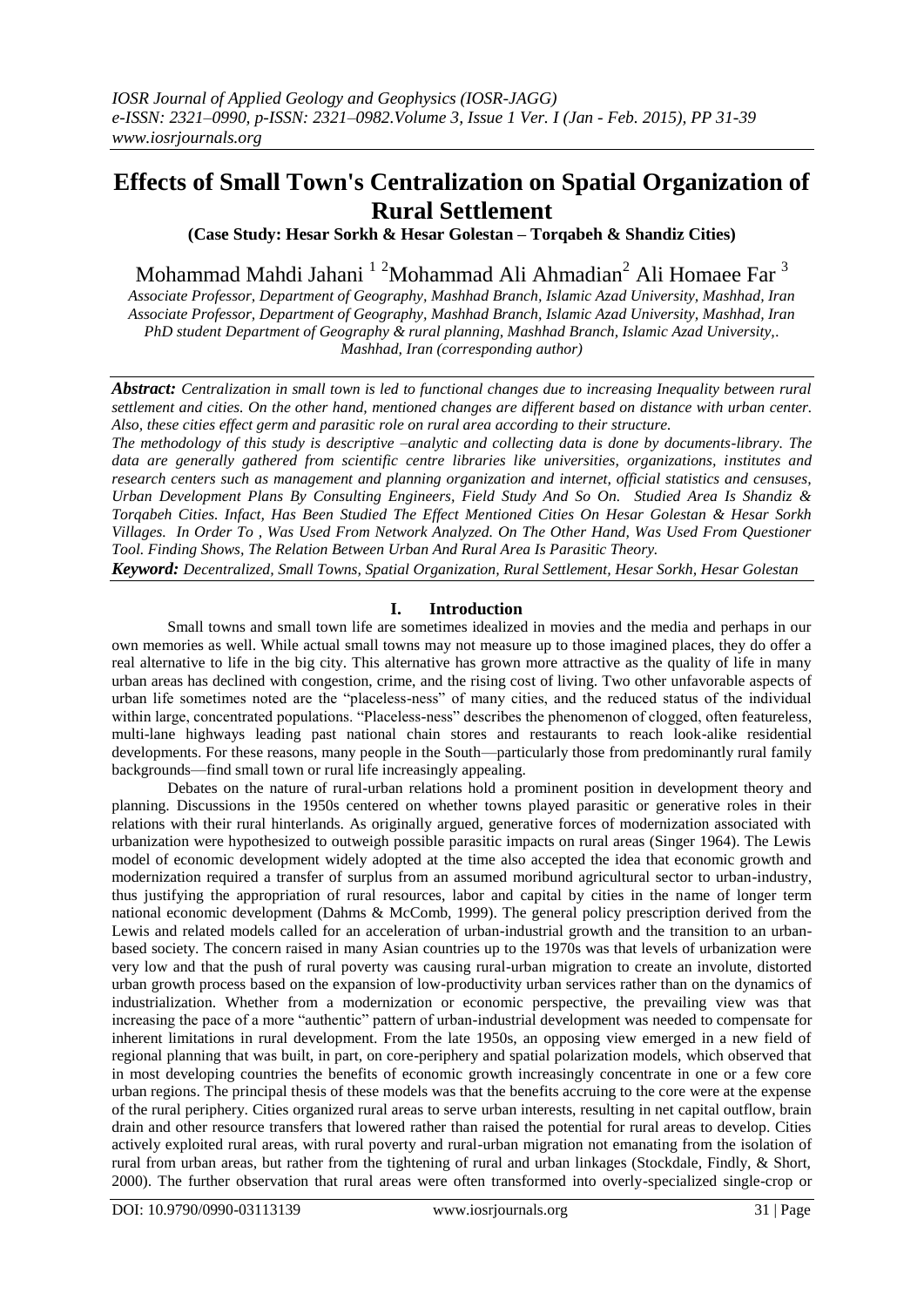# Effects of Small Town's Centralization on Spatial Organization of Rural Settlement

**(Case Study: Hesar Sorkh & Hesar Golestan – Torqabeh & Shandiz Cities)**

Mohammad Mahdi Jahani [1 2]Mohammad Ali Ahmadian[2] Ali Homaee Far [3]

*Associate Professor, Department of Geography, Mashhad Branch, Islamic Azad University, Mashhad, Iran*
*Associate Professor, Department of Geography, Mashhad Branch, Islamic Azad University, Mashhad, Iran*
*PhD student Department of Geography & rural planning, Mashhad Branch, Islamic Azad University,. Mashhad, Iran (corresponding author)*

***Abstract:*** *Centralization in small town is led to functional changes due to increasing Inequality between rural settlement and cities. On the other hand, mentioned changes are different based on distance with urban center. Also, these cities effect germ and parasitic role on rural area according to their structure.*

*The methodology of this study is descriptive –analytic and collecting data is done by documents-library. The data are generally gathered from scientific centre libraries like universities, organizations, institutes and research centers such as management and planning organization and internet, official statistics and censuses, Urban Development Plans By Consulting Engineers, Field Study And So On. Studied Area Is Shandiz & Torqabeh Cities. Infact, Has Been Studied The Effect Mentioned Cities On Hesar Golestan & Hesar Sorkh Villages. In Order To , Was Used From Network Analyzed. On The Other Hand, Was Used From Questioner Tool. Finding Shows, The Relation Between Urban And Rural Area Is Parasitic Theory.*

***Keyword:*** *Decentralized, Small Towns, Spatial Organization, Rural Settlement, Hesar Sorkh, Hesar Golestan*

## I. Introduction

Small towns and small town life are sometimes idealized in movies and the media and perhaps in our own memories as well. While actual small towns may not measure up to those imagined places, they do offer a real alternative to life in the big city. This alternative has grown more attractive as the quality of life in many urban areas has declined with congestion, crime, and the rising cost of living. Two other unfavorable aspects of urban life sometimes noted are the "placeless-ness" of many cities, and the reduced status of the individual within large, concentrated populations. "Placeless-ness" describes the phenomenon of clogged, often featureless, multi-lane highways leading past national chain stores and restaurants to reach look-alike residential developments. For these reasons, many people in the South—particularly those from predominantly rural family backgrounds—find small town or rural life increasingly appealing.

Debates on the nature of rural-urban relations hold a prominent position in development theory and planning. Discussions in the 1950s centered on whether towns played parasitic or generative roles in their relations with their rural hinterlands. As originally argued, generative forces of modernization associated with urbanization were hypothesized to outweigh possible parasitic impacts on rural areas (Singer 1964). The Lewis model of economic development widely adopted at the time also accepted the idea that economic growth and modernization required a transfer of surplus from an assumed moribund agricultural sector to urban-industry, thus justifying the appropriation of rural resources, labor and capital by cities in the name of longer term national economic development (Dahms & McComb, 1999). The general policy prescription derived from the Lewis and related models called for an acceleration of urban-industrial growth and the transition to an urban-based society. The concern raised in many Asian countries up to the 1970s was that levels of urbanization were very low and that the push of rural poverty was causing rural-urban migration to create an involute, distorted urban growth process based on the expansion of low-productivity urban services rather than on the dynamics of industrialization. Whether from a modernization or economic perspective, the prevailing view was that increasing the pace of a more "authentic" pattern of urban-industrial development was needed to compensate for inherent limitations in rural development. From the late 1950s, an opposing view emerged in a new field of regional planning that was built, in part, on core-periphery and spatial polarization models, which observed that in most developing countries the benefits of economic growth increasingly concentrate in one or a few core urban regions. The principal thesis of these models was that the benefits accruing to the core were at the expense of the rural periphery. Cities organized rural areas to serve urban interests, resulting in net capital outflow, brain drain and other resource transfers that lowered rather than raised the potential for rural areas to develop. Cities actively exploited rural areas, with rural poverty and rural-urban migration not emanating from the isolation of rural from urban areas, but rather from the tightening of rural and urban linkages (Stockdale, Findly, & Short, 2000). The further observation that rural areas were often transformed into overly-specialized single-crop or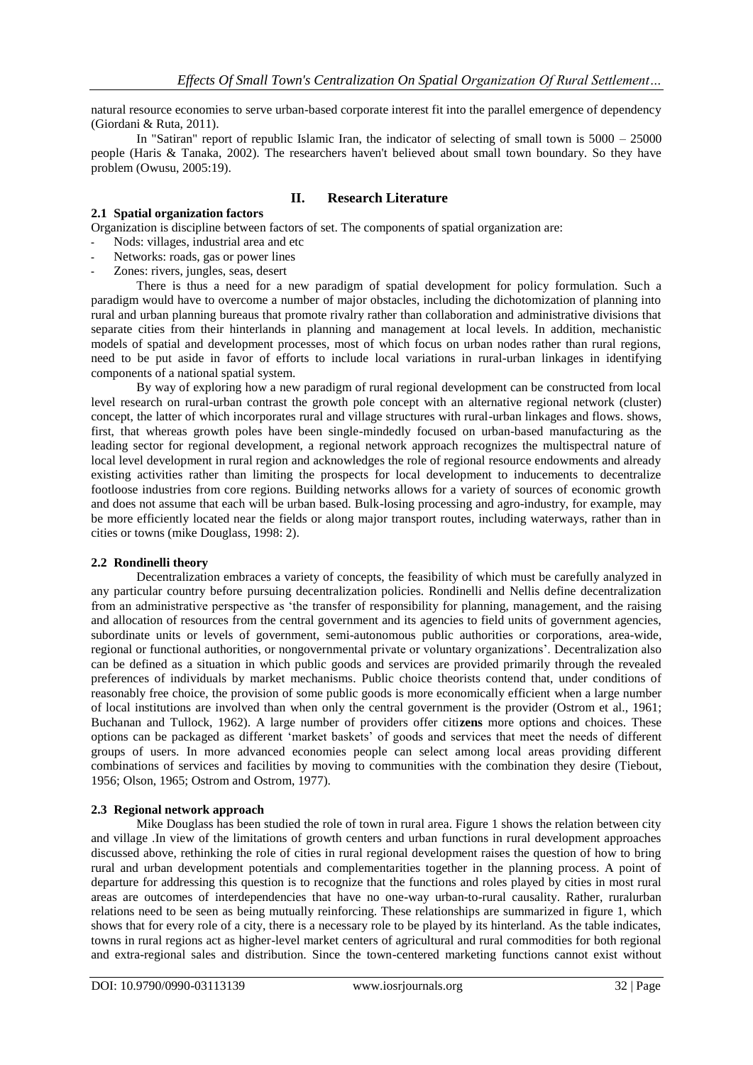natural resource economies to serve urban-based corporate interest fit into the parallel emergence of dependency (Giordani & Ruta, 2011).

In "Satiran" report of republic Islamic Iran, the indicator of selecting of small town is 5000 – 25000 people (Haris & Tanaka, 2002). The researchers haven't believed about small town boundary. So they have problem (Owusu, 2005:19).

## II. Research Literature

### 2.1 Spatial organization factors

Organization is discipline between factors of set. The components of spatial organization are:

- Nods: villages, industrial area and etc
- Networks: roads, gas or power lines
- Zones: rivers, jungles, seas, desert

There is thus a need for a new paradigm of spatial development for policy formulation. Such a paradigm would have to overcome a number of major obstacles, including the dichotomization of planning into rural and urban planning bureaus that promote rivalry rather than collaboration and administrative divisions that separate cities from their hinterlands in planning and management at local levels. In addition, mechanistic models of spatial and development processes, most of which focus on urban nodes rather than rural regions, need to be put aside in favor of efforts to include local variations in rural-urban linkages in identifying components of a national spatial system.

By way of exploring how a new paradigm of rural regional development can be constructed from local level research on rural-urban contrast the growth pole concept with an alternative regional network (cluster) concept, the latter of which incorporates rural and village structures with rural-urban linkages and flows. shows, first, that whereas growth poles have been single-mindedly focused on urban-based manufacturing as the leading sector for regional development, a regional network approach recognizes the multispectral nature of local level development in rural region and acknowledges the role of regional resource endowments and already existing activities rather than limiting the prospects for local development to inducements to decentralize footloose industries from core regions. Building networks allows for a variety of sources of economic growth and does not assume that each will be urban based. Bulk-losing processing and agro-industry, for example, may be more efficiently located near the fields or along major transport routes, including waterways, rather than in cities or towns (mike Douglass, 1998: 2).

### 2.2 Rondinelli theory

Decentralization embraces a variety of concepts, the feasibility of which must be carefully analyzed in any particular country before pursuing decentralization policies. Rondinelli and Nellis define decentralization from an administrative perspective as 'the transfer of responsibility for planning, management, and the raising and allocation of resources from the central government and its agencies to field units of government agencies, subordinate units or levels of government, semi-autonomous public authorities or corporations, area-wide, regional or functional authorities, or nongovernmental private or voluntary organizations'. Decentralization also can be defined as a situation in which public goods and services are provided primarily through the revealed preferences of individuals by market mechanisms. Public choice theorists contend that, under conditions of reasonably free choice, the provision of some public goods is more economically efficient when a large number of local institutions are involved than when only the central government is the provider (Ostrom et al., 1961; Buchanan and Tullock, 1962). A large number of providers offer citi**zens** more options and choices. These options can be packaged as different 'market baskets' of goods and services that meet the needs of different groups of users. In more advanced economies people can select among local areas providing different combinations of services and facilities by moving to communities with the combination they desire (Tiebout, 1956; Olson, 1965; Ostrom and Ostrom, 1977).

### 2.3 Regional network approach

Mike Douglass has been studied the role of town in rural area. Figure 1 shows the relation between city and village .In view of the limitations of growth centers and urban functions in rural development approaches discussed above, rethinking the role of cities in rural regional development raises the question of how to bring rural and urban development potentials and complementarities together in the planning process. A point of departure for addressing this question is to recognize that the functions and roles played by cities in most rural areas are outcomes of interdependencies that have no one-way urban-to-rural causality. Rather, ruralurban relations need to be seen as being mutually reinforcing. These relationships are summarized in figure 1, which shows that for every role of a city, there is a necessary role to be played by its hinterland. As the table indicates, towns in rural regions act as higher-level market centers of agricultural and rural commodities for both regional and extra-regional sales and distribution. Since the town-centered marketing functions cannot exist without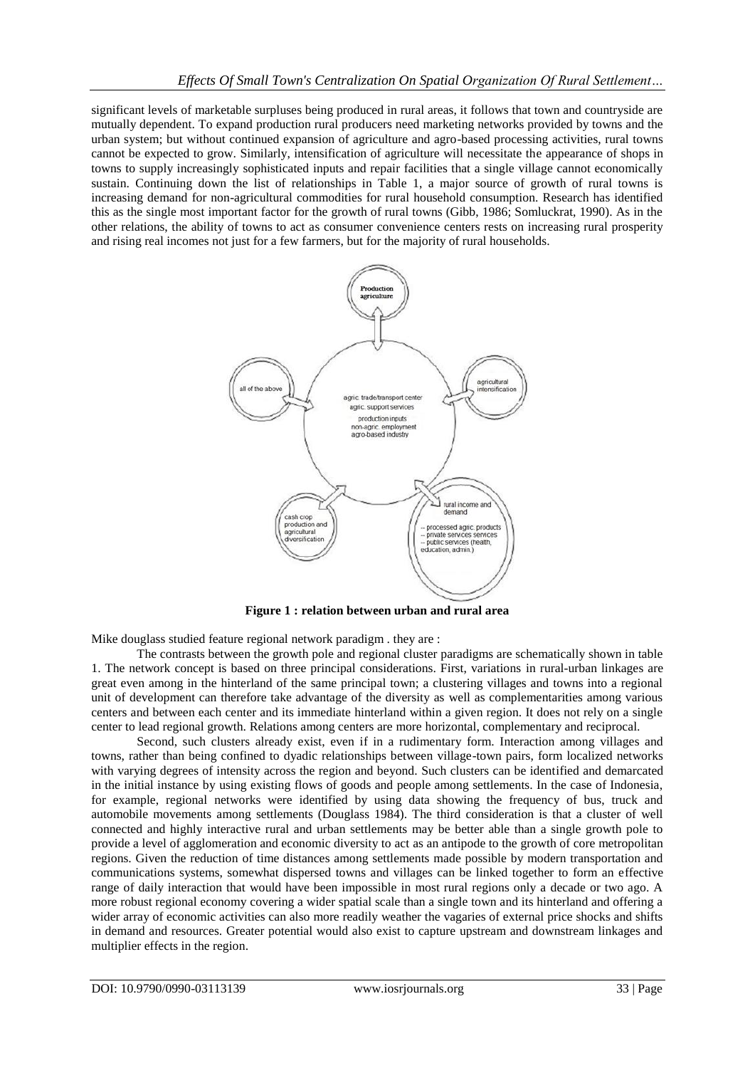significant levels of marketable surpluses being produced in rural areas, it follows that town and countryside are mutually dependent. To expand production rural producers need marketing networks provided by towns and the urban system; but without continued expansion of agriculture and agro-based processing activities, rural towns cannot be expected to grow. Similarly, intensification of agriculture will necessitate the appearance of shops in towns to supply increasingly sophisticated inputs and repair facilities that a single village cannot economically sustain. Continuing down the list of relationships in Table 1, a major source of growth of rural towns is increasing demand for non-agricultural commodities for rural household consumption. Research has identified this as the single most important factor for the growth of rural towns (Gibb, 1986; Somluckrat, 1990). As in the other relations, the ability of towns to act as consumer convenience centers rests on increasing rural prosperity and rising real incomes not just for a few farmers, but for the majority of rural households.

Production agriculture

all of the above

agricultural intensification

agric. trade/transport center
agric. support services
production inputs
non-agric. employment
agro-based industry

cash crop production and agricultural diversification

rural income and demand
-- processed agric. products
-- private services services
-- public services (health, education, admin.)

**Figure 1 : relation between urban and rural area**

Mike douglass studied feature regional network paradigm . they are :

The contrasts between the growth pole and regional cluster paradigms are schematically shown in table 1. The network concept is based on three principal considerations. First, variations in rural-urban linkages are great even among in the hinterland of the same principal town; a clustering villages and towns into a regional unit of development can therefore take advantage of the diversity as well as complementarities among various centers and between each center and its immediate hinterland within a given region. It does not rely on a single center to lead regional growth. Relations among centers are more horizontal, complementary and reciprocal.

Second, such clusters already exist, even if in a rudimentary form. Interaction among villages and towns, rather than being confined to dyadic relationships between village-town pairs, form localized networks with varying degrees of intensity across the region and beyond. Such clusters can be identified and demarcated in the initial instance by using existing flows of goods and people among settlements. In the case of Indonesia, for example, regional networks were identified by using data showing the frequency of bus, truck and automobile movements among settlements (Douglass 1984). The third consideration is that a cluster of well connected and highly interactive rural and urban settlements may be better able than a single growth pole to provide a level of agglomeration and economic diversity to act as an antipode to the growth of core metropolitan regions. Given the reduction of time distances among settlements made possible by modern transportation and communications systems, somewhat dispersed towns and villages can be linked together to form an effective range of daily interaction that would have been impossible in most rural regions only a decade or two ago. A more robust regional economy covering a wider spatial scale than a single town and its hinterland and offering a wider array of economic activities can also more readily weather the vagaries of external price shocks and shifts in demand and resources. Greater potential would also exist to capture upstream and downstream linkages and multiplier effects in the region.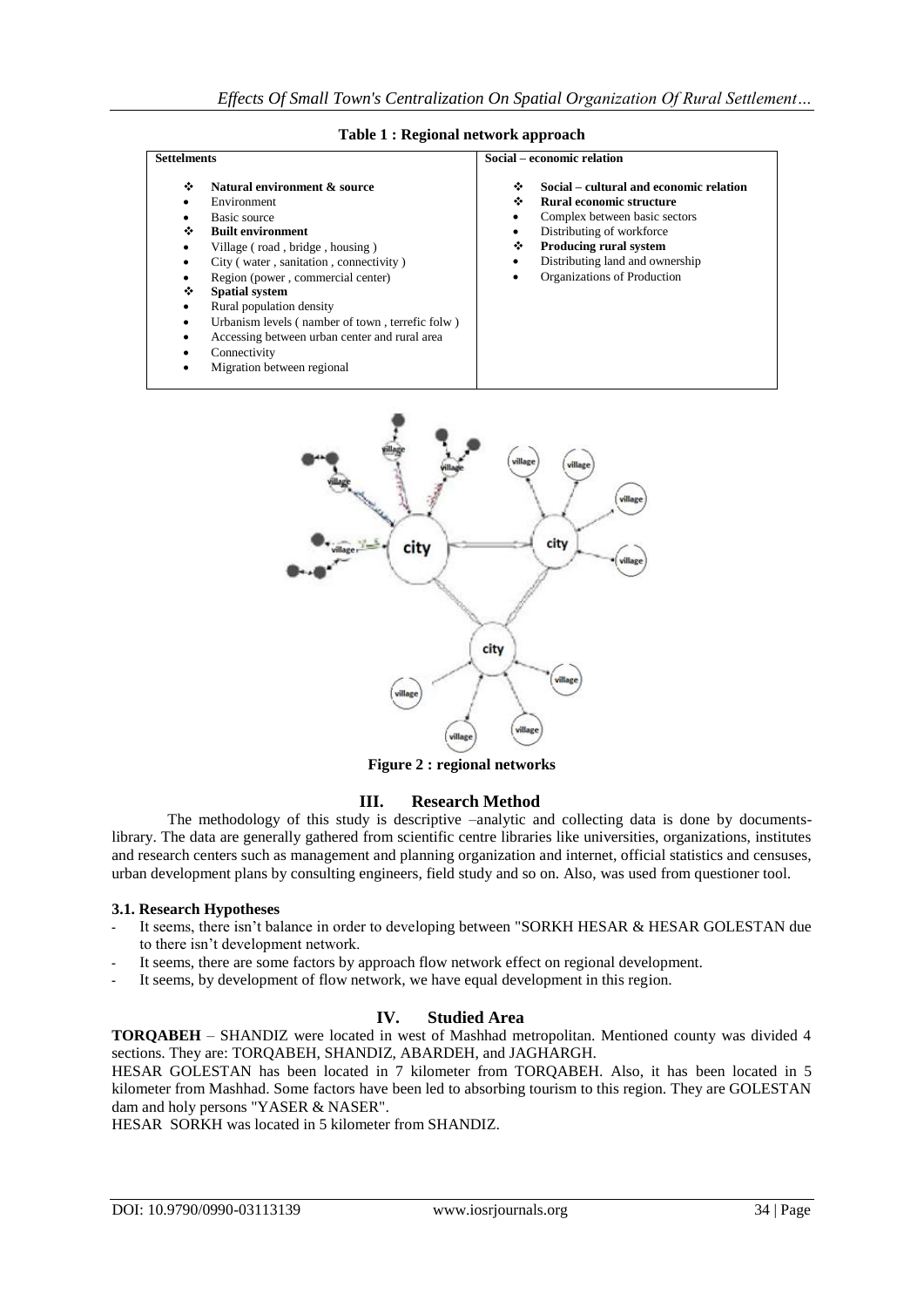**Table 1 : Regional network approach**

| Settelments | Social – economic relation |
|---|---|
| ❖ **Natural environment & source**<br>• Environment<br>• Basic source<br>❖ **Built environment**<br>• Village ( road , bridge , housing )<br>• City ( water , sanitation , connectivity )<br>• Region (power , commercial center)<br>❖ **Spatial system**<br>• Rural population density<br>• Urbanism levels ( namber of town , terrefic folw )<br>• Accessing between urban center and rural area<br>• Connectivity<br>• Migration between regional | ❖ **Social – cultural and economic relation**<br>❖ **Rural economic structure**<br>• Complex between basic sectors<br>• Distributing of workforce<br>❖ **Producing rural system**<br>• Distributing land and ownership<br>• Organizations of Production |

**Figure 2 : regional networks**

## III. Research Method

The methodology of this study is descriptive –analytic and collecting data is done by documents-library. The data are generally gathered from scientific centre libraries like universities, organizations, institutes and research centers such as management and planning organization and internet, official statistics and censuses, urban development plans by consulting engineers, field study and so on. Also, was used from questioner tool.

### 3.1. Research Hypotheses

- It seems, there isn't balance in order to developing between "SORKH HESAR & HESAR GOLESTAN due to there isn't development network.
- It seems, there are some factors by approach flow network effect on regional development.
- It seems, by development of flow network, we have equal development in this region.

## IV. Studied Area

**TORQABEH** – SHANDIZ were located in west of Mashhad metropolitan. Mentioned county was divided 4 sections. They are: TORQABEH, SHANDIZ, ABARDEH, and JAGHARGH.

HESAR GOLESTAN has been located in 7 kilometer from TORQABEH. Also, it has been located in 5 kilometer from Mashhad. Some factors have been led to absorbing tourism to this region. They are GOLESTAN dam and holy persons "YASER & NASER".

HESAR SORKH was located in 5 kilometer from SHANDIZ.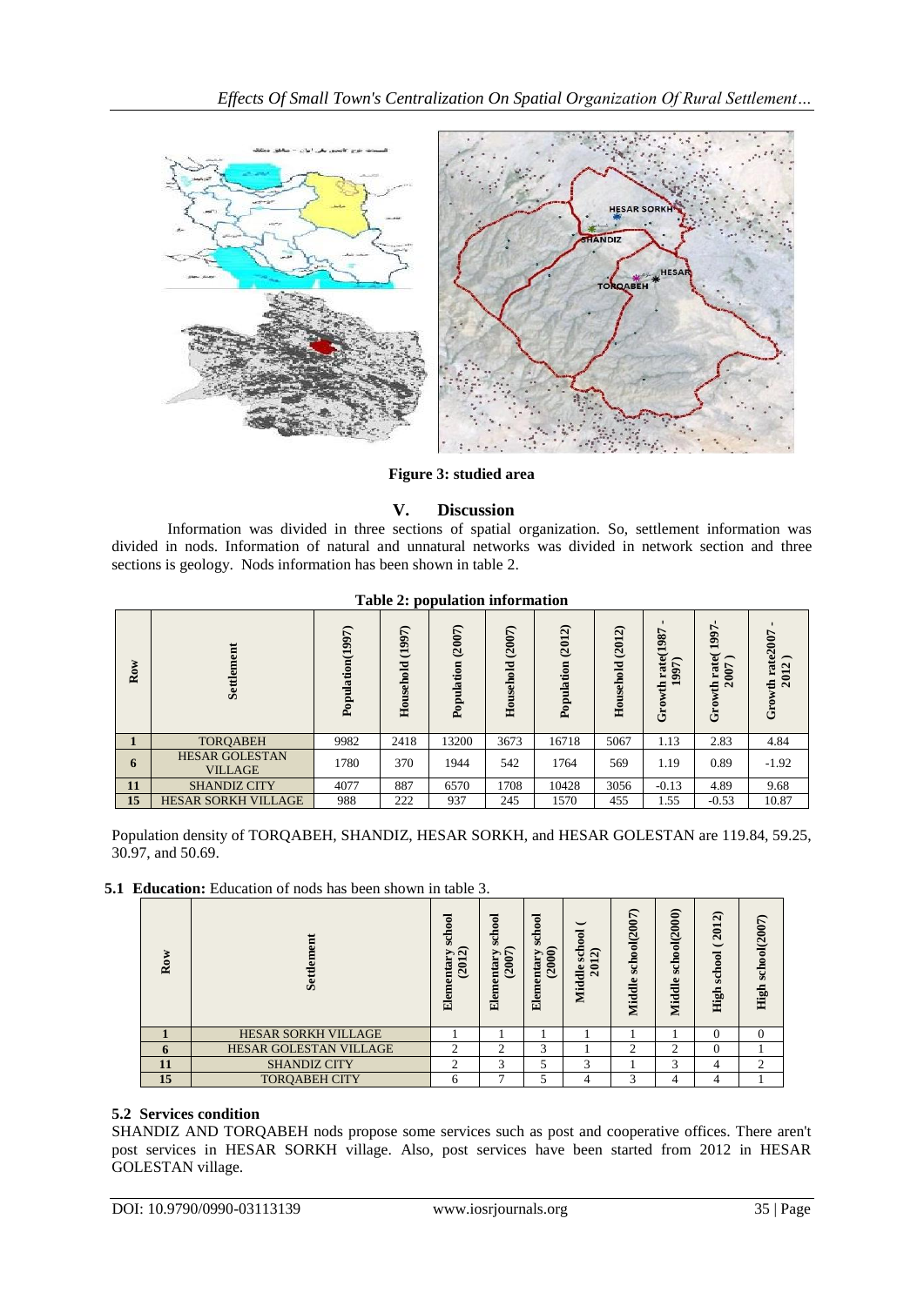Figure 3: studied area

# V. Discussion

Information was divided in three sections of spatial organization. So, settlement information was divided in nods. Information of natural and unnatural networks was divided in network section and three sections is geology. Nods information has been shown in table 2.

**Table 2: population information**

| Row | Settlement | Population(1997) | Household (1997) | Population (2007) | Household (2007) | Population (2012) | Household (2012) | Growth rate(1987 - 1997) | Growth rate( 1997- 2007 ) | Growth rate2007 - 2012 ) |
|---|---|---|---|---|---|---|---|---|---|---|
| 1 | TORQABEH | 9982 | 2418 | 13200 | 3673 | 16718 | 5067 | 1.13 | 2.83 | 4.84 |
| 6 | HESAR GOLESTAN VILLAGE | 1780 | 370 | 1944 | 542 | 1764 | 569 | 1.19 | 0.89 | -1.92 |
| 11 | SHANDIZ CITY | 4077 | 887 | 6570 | 1708 | 10428 | 3056 | -0.13 | 4.89 | 9.68 |
| 15 | HESAR SORKH VILLAGE | 988 | 222 | 937 | 245 | 1570 | 455 | 1.55 | -0.53 | 10.87 |

Population density of TORQABEH, SHANDIZ, HESAR SORKH, and HESAR GOLESTAN are 119.84, 59.25, 30.97, and 50.69.

**5.1 Education:** Education of nods has been shown in table 3.

| Row | Settlement | Elementary school (2012) | Elementary school (2007) | Elementary school (2000) | Middle school ( 2012) | Middle school(2007) | Middle school(2000) | High school ( 2012) | High school(2007) |
|---|---|---|---|---|---|---|---|---|---|
| 1 | HESAR SORKH VILLAGE | 1 | 1 | 1 | 1 | 1 | 1 | 0 | 0 |
| 6 | HESAR GOLESTAN VILLAGE | 2 | 2 | 3 | 1 | 2 | 2 | 0 | 1 |
| 11 | SHANDIZ CITY | 2 | 3 | 5 | 3 | 1 | 3 | 4 | 2 |
| 15 | TORQABEH CITY | 6 | 7 | 5 | 4 | 3 | 4 | 4 | 1 |

## 5.2 Services condition

SHANDIZ AND TORQABEH nods propose some services such as post and cooperative offices. There aren't post services in HESAR SORKH village. Also, post services have been started from 2012 in HESAR GOLESTAN village.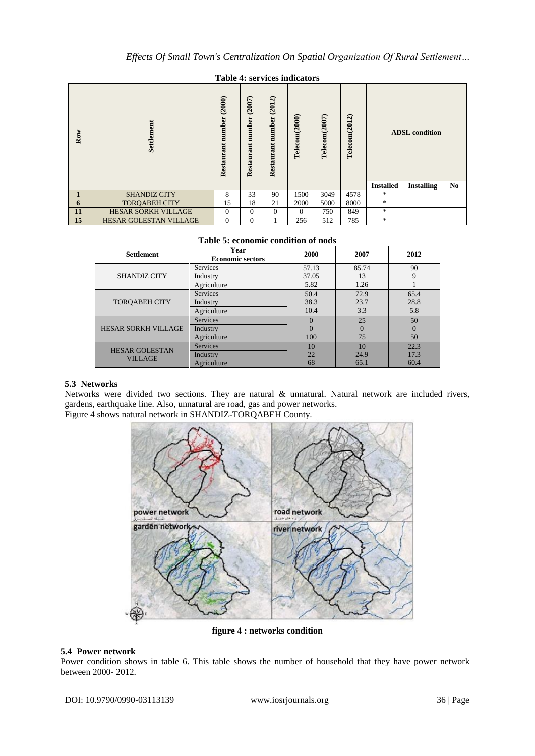**Table 4: services indicators**

| Row | Settlement | Restaurant number (2000) | Restaurant number (2007) | Restaurant number (2012) | Telecom(2000) | Telecom(2007) | Telecom(2012) | ADSL condition | | |
|---|---|---|---|---|---|---|---|---|---|---|
| | | | | | | | | Installed | Installing | No |
| 1 | SHANDIZ CITY | 8 | 33 | 90 | 1500 | 3049 | 4578 | * | | |
| 6 | TORQABEH CITY | 15 | 18 | 21 | 2000 | 5000 | 8000 | * | | |
| 11 | HESAR SORKH VILLAGE | 0 | 0 | 0 | 0 | 750 | 849 | * | | |
| 15 | HESAR GOLESTAN VILLAGE | 0 | 0 | 1 | 256 | 512 | 785 | * | | |

**Table 5: economic condition of nods**

| Settlement | Year / Economic sectors | 2000 | 2007 | 2012 |
|---|---|---|---|---|
| SHANDIZ CITY | Services | 57.13 | 85.74 | 90 |
| | Industry | 37.05 | 13 | 9 |
| | Agriculture | 5.82 | 1.26 | 1 |
| TORQABEH CITY | Services | 50.4 | 72.9 | 65.4 |
| | Industry | 38.3 | 23.7 | 28.8 |
| | Agriculture | 10.4 | 3.3 | 5.8 |
| HESAR SORKH VILLAGE | Services | 0 | 25 | 50 |
| | Industry | 0 | 0 | 0 |
| | Agriculture | 100 | 75 | 50 |
| HESAR GOLESTAN VILLAGE | Services | 10 | 10 | 22.3 |
| | Industry | 22 | 24.9 | 17.3 |
| | Agriculture | 68 | 65.1 | 60.4 |

### 5.3 Networks

Networks were divided two sections. They are natural & unnatural. Natural network are included rivers, gardens, earthquake line. Also, unnatural are road, gas and power networks.

Figure 4 shows natural network in SHANDIZ-TORQABEH County.

**figure 4 : networks condition**

### 5.4 Power network

Power condition shows in table 6. This table shows the number of household that they have power network between 2000- 2012.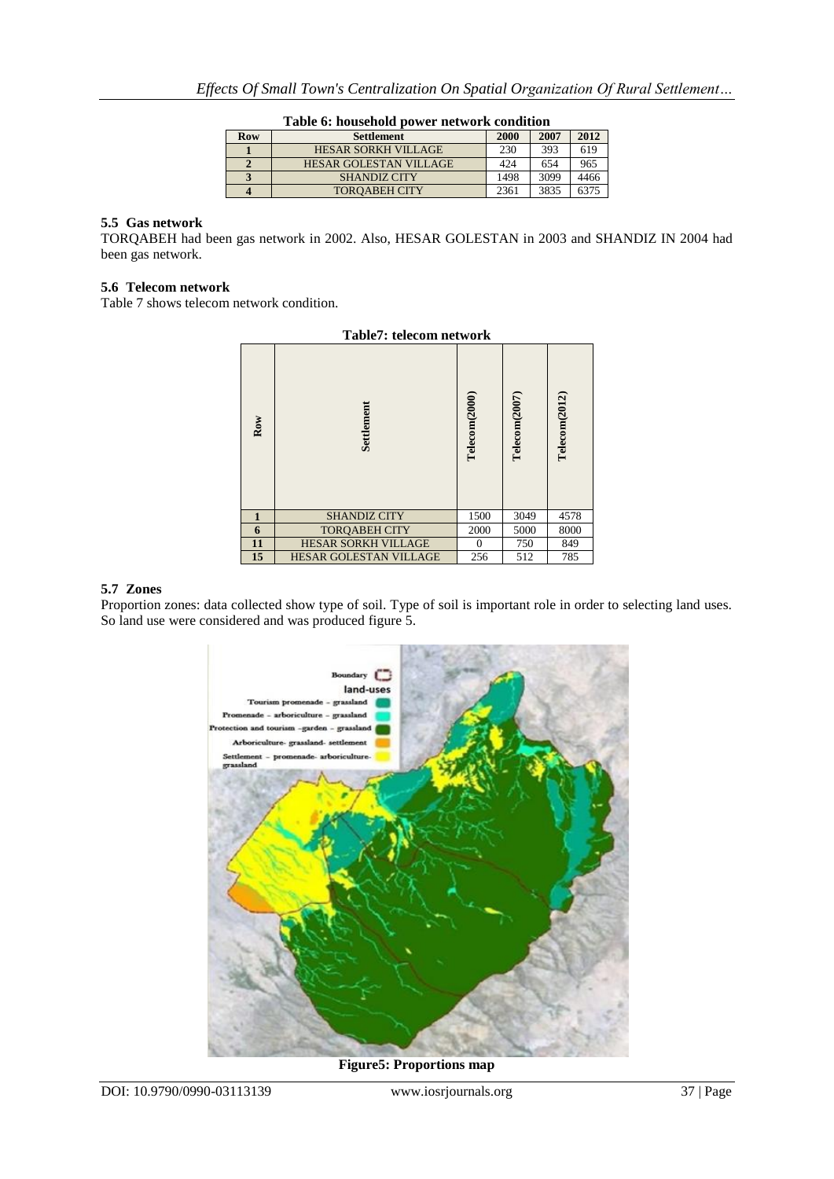**Table 6: household power network condition**

| Row | Settlement | 2000 | 2007 | 2012 |
|---|---|---|---|---|
| 1 | HESAR SORKH VILLAGE | 230 | 393 | 619 |
| 2 | HESAR GOLESTAN VILLAGE | 424 | 654 | 965 |
| 3 | SHANDIZ CITY | 1498 | 3099 | 4466 |
| 4 | TORQABEH CITY | 2361 | 3835 | 6375 |

### 5.5 Gas network

TORQABEH had been gas network in 2002. Also, HESAR GOLESTAN in 2003 and SHANDIZ IN 2004 had been gas network.

### 5.6 Telecom network

Table 7 shows telecom network condition.

**Table7: telecom network**

| Row | Settlement | Telecom(2000) | Telecom(2007) | Telecom(2012) |
|---|---|---|---|---|
| 1 | SHANDIZ CITY | 1500 | 3049 | 4578 |
| 6 | TORQABEH CITY | 2000 | 5000 | 8000 |
| 11 | HESAR SORKH VILLAGE | 0 | 750 | 849 |
| 15 | HESAR GOLESTAN VILLAGE | 256 | 512 | 785 |

### 5.7 Zones

Proportion zones: data collected show type of soil. Type of soil is important role in order to selecting land uses. So land use were considered and was produced figure 5.

**Figure5: Proportions map**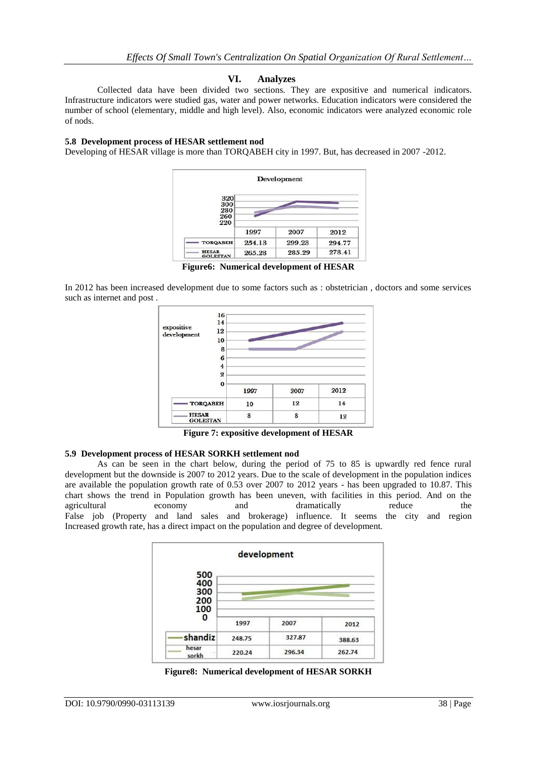## VI. Analyzes

Collected data have been divided two sections. They are expositive and numerical indicators. Infrastructure indicators were studied gas, water and power networks. Education indicators were considered the number of school (elementary, middle and high level). Also, economic indicators were analyzed economic role of nods.

### 5.8 Development process of HESAR settlement nod

Developing of HESAR village is more than TORQABEH city in 1997. But, has decreased in 2007 -2012.

| | 1997 | 2007 | 2012 |
|---|---|---|---|
| TORQABEH | 254.13 | 299.23 | 294.77 |
| HESAR GOLESTAN | 265.28 | 285.29 | 278.41 |

**Figure6: Numerical development of HESAR**

In 2012 has been increased development due to some factors such as : obstetrician , doctors and some services such as internet and post .

| | 1997 | 2007 | 2012 |
|---|---|---|---|
| TORQABEH | 10 | 12 | 14 |
| HESAR GOLESTAN | 8 | 8 | 12 |

**Figure 7: expositive development of HESAR**

### 5.9 Development process of HESAR SORKH settlement nod

As can be seen in the chart below, during the period of 75 to 85 is upwardly red fence rural development but the downside is 2007 to 2012 years. Due to the scale of development in the population indices are available the population growth rate of 0.53 over 2007 to 2012 years - has been upgraded to 10.87. This chart shows the trend in Population growth has been uneven, with facilities in this period. And on the agricultural economy and dramatically reduce the False job (Property and land sales and brokerage) influence. It seems the city and region Increased growth rate, has a direct impact on the population and degree of development.

| | 1997 | 2007 | 2012 |
|---|---|---|---|
| shandiz | 248.75 | 327.87 | 388.63 |
| hesar sorkh | 220.24 | 296.34 | 262.74 |

**Figure8: Numerical development of HESAR SORKH**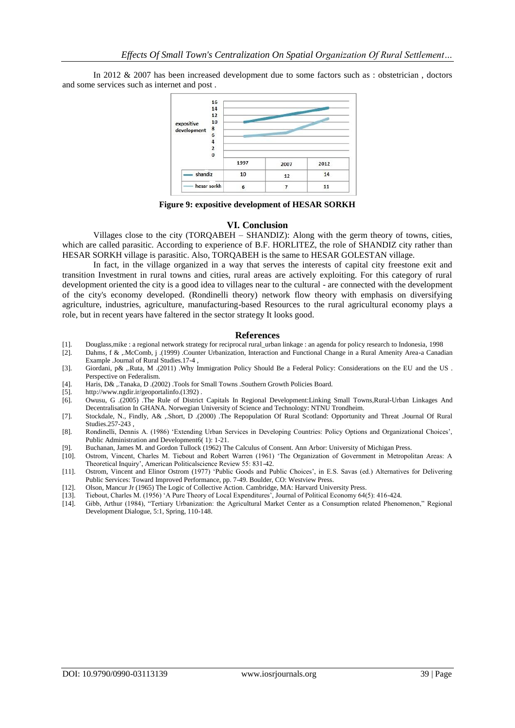In 2012 & 2007 has been increased development due to some factors such as : obstetrician , doctors and some services such as internet and post .

16
14
12
10
8
6
4
2
0

expositive development

1997 2007 2012

shandiz 10 12 14

hesar sorkh 6 7 11

**Figure 9: expositive development of HESAR SORKH**

## VI. Conclusion

Villages close to the city (TORQABEH – SHANDIZ): Along with the germ theory of towns, cities, which are called parasitic. According to experience of B.F. HORLITEZ, the role of SHANDIZ city rather than HESAR SORKH village is parasitic. Also, TORQABEH is the same to HESAR GOLESTAN village.

In fact, in the village organized in a way that serves the interests of capital city freestone exit and transition Investment in rural towns and cities, rural areas are actively exploiting. For this category of rural development oriented the city is a good idea to villages near to the cultural - are connected with the development of the city's economy developed. (Rondinelli theory) network flow theory with emphasis on diversifying agriculture, industries, agriculture, manufacturing-based Resources to the rural agricultural economy plays a role, but in recent years have faltered in the sector strategy It looks good.

## References

[1]. Douglass,mike : a regional network strategy for reciprocal rural_urban linkage : an agenda for policy research to Indonesia, 1998

[2]. Dahms, f & ,.McComb, j .(1999) .Counter Urbanization, Interaction and Functional Change in a Rural Amenity Area-a Canadian Example .Journal of Rural Studies.17-4 ,

[3]. Giordani, p& ,.Ruta, M .(2011) .Why Immigration Policy Should Be a Federal Policy: Considerations on the EU and the US . Perspective on Federalism.

[4]. Haris, D& ,.Tanaka, D .(2002) .Tools for Small Towns .Southern Growth Policies Board.

[5]. http://www.ngdir.ir/geoportalinfo.(1392) .

[6]. Owusu, G .(2005) .The Rule of District Capitals In Regional Development:Linking Small Towns,Rural-Urban Linkages And Decentralisation In GHANA. Norwegian University of Science and Technology: NTNU Trondheim.

[7]. Stockdale, N., Findly, A& ,.Short, D .(2000) .The Repopulation Of Rural Scotland: Opportunity and Threat .Journal Of Rural Studies.257-243 ,

[8]. Rondinelli, Dennis A. (1986) 'Extending Urban Services in Developing Countries: Policy Options and Organizational Choices', Public Administration and Development6( 1): 1-21.

[9]. Buchanan, James M. and Gordon Tullock (1962) The Calculus of Consent. Ann Arbor: University of Michigan Press.

[10]. Ostrom, Vincent, Charles M. Tiebout and Robert Warren (1961) 'The Organization of Government in Metropolitan Areas: A Theoretical Inquiry', American Politicalscience Review 55: 831-42.

[11]. Ostrom, Vincent and Elinor Ostrom (1977) 'Public Goods and Public Choices', in E.S. Savas (ed.) Alternatives for Delivering Public Services: Toward Improved Performance, pp. 7-49. Boulder, CO: Westview Press.

[12]. Olson, Mancur Jr (1965) The Logic of Collective Action. Cambridge, MA: Harvard University Press.

[13]. Tiebout, Charles M. (1956) 'A Pure Theory of Local Expenditures', Journal of Political Economy 64(5): 416-424.

[14]. Gibb, Arthur (1984), "Tertiary Urbanization: the Agricultural Market Center as a Consumption related Phenomenon," Regional Development Dialogue, 5:1, Spring, 110-148.